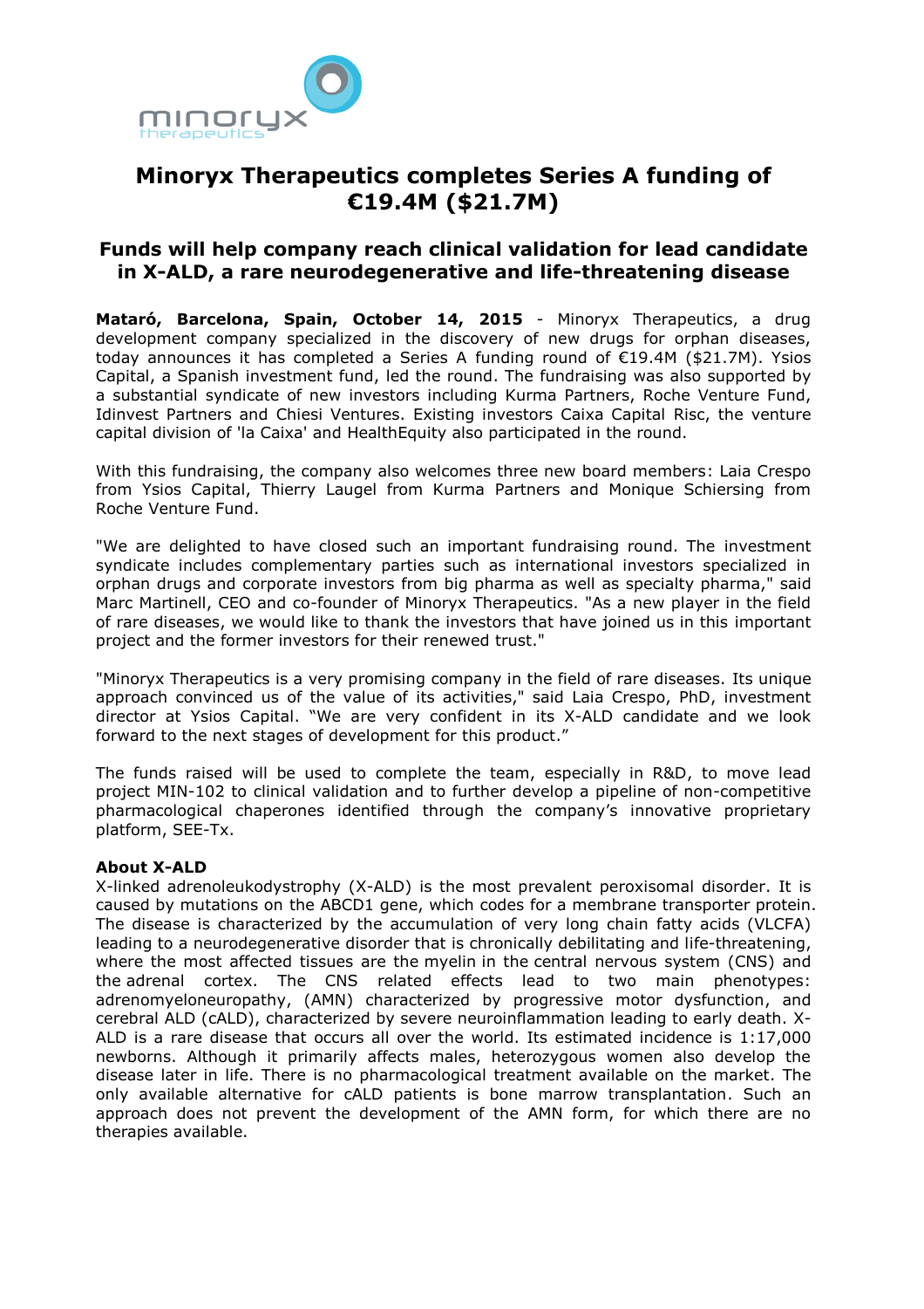# Minoryx Therapeutics completes Series A funding of €19.4M ($21.7M)

## Funds will help company reach clinical validation for lead candidate in X-ALD, a rare neurodegenerative and life-threatening disease

**Mataró, Barcelona, Spain, October 14, 2015** - Minoryx Therapeutics, a drug development company specialized in the discovery of new drugs for orphan diseases, today announces it has completed a Series A funding round of €19.4M ($21.7M). Ysios Capital, a Spanish investment fund, led the round. The fundraising was also supported by a substantial syndicate of new investors including Kurma Partners, Roche Venture Fund, Idinvest Partners and Chiesi Ventures. Existing investors Caixa Capital Risc, the venture capital division of 'la Caixa' and HealthEquity also participated in the round.

With this fundraising, the company also welcomes three new board members: Laia Crespo from Ysios Capital, Thierry Laugel from Kurma Partners and Monique Schiersing from Roche Venture Fund.

"We are delighted to have closed such an important fundraising round. The investment syndicate includes complementary parties such as international investors specialized in orphan drugs and corporate investors from big pharma as well as specialty pharma," said Marc Martinell, CEO and co-founder of Minoryx Therapeutics. "As a new player in the field of rare diseases, we would like to thank the investors that have joined us in this important project and the former investors for their renewed trust."

"Minoryx Therapeutics is a very promising company in the field of rare diseases. Its unique approach convinced us of the value of its activities," said Laia Crespo, PhD, investment director at Ysios Capital. "We are very confident in its X-ALD candidate and we look forward to the next stages of development for this product."

The funds raised will be used to complete the team, especially in R&D, to move lead project MIN-102 to clinical validation and to further develop a pipeline of non-competitive pharmacological chaperones identified through the company's innovative proprietary platform, SEE-Tx.

**About X-ALD**

X-linked adrenoleukodystrophy (X-ALD) is the most prevalent peroxisomal disorder. It is caused by mutations on the ABCD1 gene, which codes for a membrane transporter protein. The disease is characterized by the accumulation of very long chain fatty acids (VLCFA) leading to a neurodegenerative disorder that is chronically debilitating and life-threatening, where the most affected tissues are the myelin in the central nervous system (CNS) and the adrenal cortex. The CNS related effects lead to two main phenotypes: adrenomyeloneuropathy, (AMN) characterized by progressive motor dysfunction, and cerebral ALD (cALD), characterized by severe neuroinflammation leading to early death. X-ALD is a rare disease that occurs all over the world. Its estimated incidence is 1:17,000 newborns. Although it primarily affects males, heterozygous women also develop the disease later in life. There is no pharmacological treatment available on the market. The only available alternative for cALD patients is bone marrow transplantation. Such an approach does not prevent the development of the AMN form, for which there are no therapies available.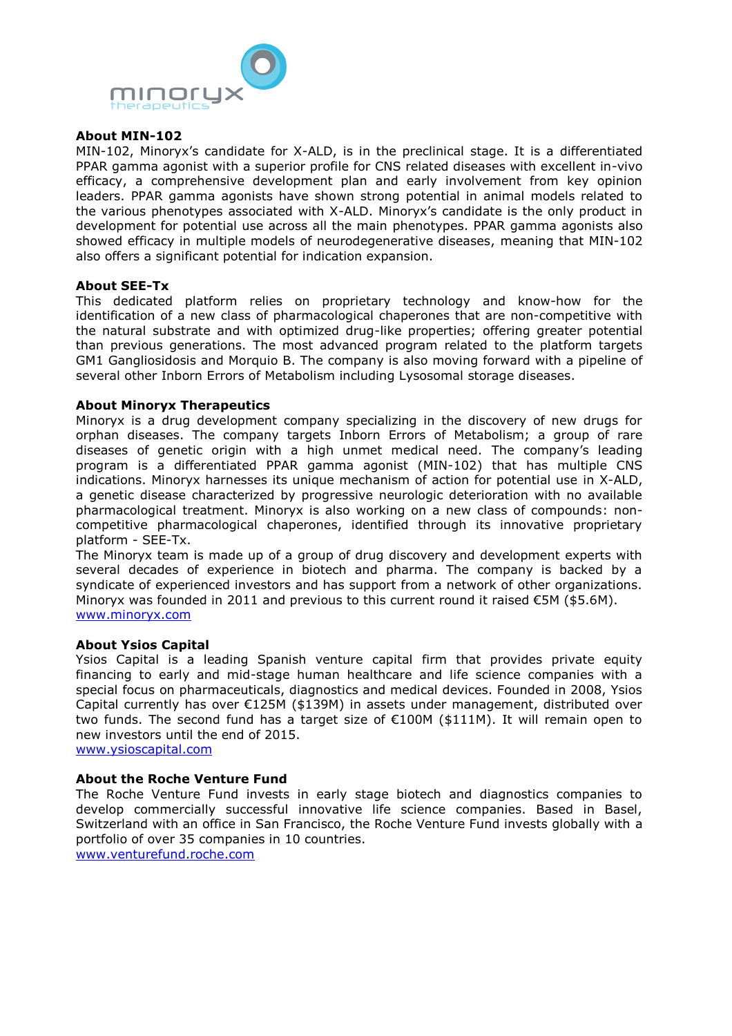### About MIN-102

MIN-102, Minoryx's candidate for X-ALD, is in the preclinical stage. It is a differentiated PPAR gamma agonist with a superior profile for CNS related diseases with excellent in-vivo efficacy, a comprehensive development plan and early involvement from key opinion leaders. PPAR gamma agonists have shown strong potential in animal models related to the various phenotypes associated with X-ALD. Minoryx's candidate is the only product in development for potential use across all the main phenotypes. PPAR gamma agonists also showed efficacy in multiple models of neurodegenerative diseases, meaning that MIN-102 also offers a significant potential for indication expansion.

### About SEE-Tx

This dedicated platform relies on proprietary technology and know-how for the identification of a new class of pharmacological chaperones that are non-competitive with the natural substrate and with optimized drug-like properties; offering greater potential than previous generations. The most advanced program related to the platform targets GM1 Gangliosidosis and Morquio B. The company is also moving forward with a pipeline of several other Inborn Errors of Metabolism including Lysosomal storage diseases.

### About Minoryx Therapeutics

Minoryx is a drug development company specializing in the discovery of new drugs for orphan diseases. The company targets Inborn Errors of Metabolism; a group of rare diseases of genetic origin with a high unmet medical need. The company's leading program is a differentiated PPAR gamma agonist (MIN-102) that has multiple CNS indications. Minoryx harnesses its unique mechanism of action for potential use in X-ALD, a genetic disease characterized by progressive neurologic deterioration with no available pharmacological treatment. Minoryx is also working on a new class of compounds: non-competitive pharmacological chaperones, identified through its innovative proprietary platform - SEE-Tx.

The Minoryx team is made up of a group of drug discovery and development experts with several decades of experience in biotech and pharma. The company is backed by a syndicate of experienced investors and has support from a network of other organizations. Minoryx was founded in 2011 and previous to this current round it raised €5M ($5.6M).

www.minoryx.com

### About Ysios Capital

Ysios Capital is a leading Spanish venture capital firm that provides private equity financing to early and mid-stage human healthcare and life science companies with a special focus on pharmaceuticals, diagnostics and medical devices. Founded in 2008, Ysios Capital currently has over €125M ($139M) in assets under management, distributed over two funds. The second fund has a target size of €100M ($111M). It will remain open to new investors until the end of 2015.

www.ysioscapital.com

### About the Roche Venture Fund

The Roche Venture Fund invests in early stage biotech and diagnostics companies to develop commercially successful innovative life science companies. Based in Basel, Switzerland with an office in San Francisco, the Roche Venture Fund invests globally with a portfolio of over 35 companies in 10 countries.

www.venturefund.roche.com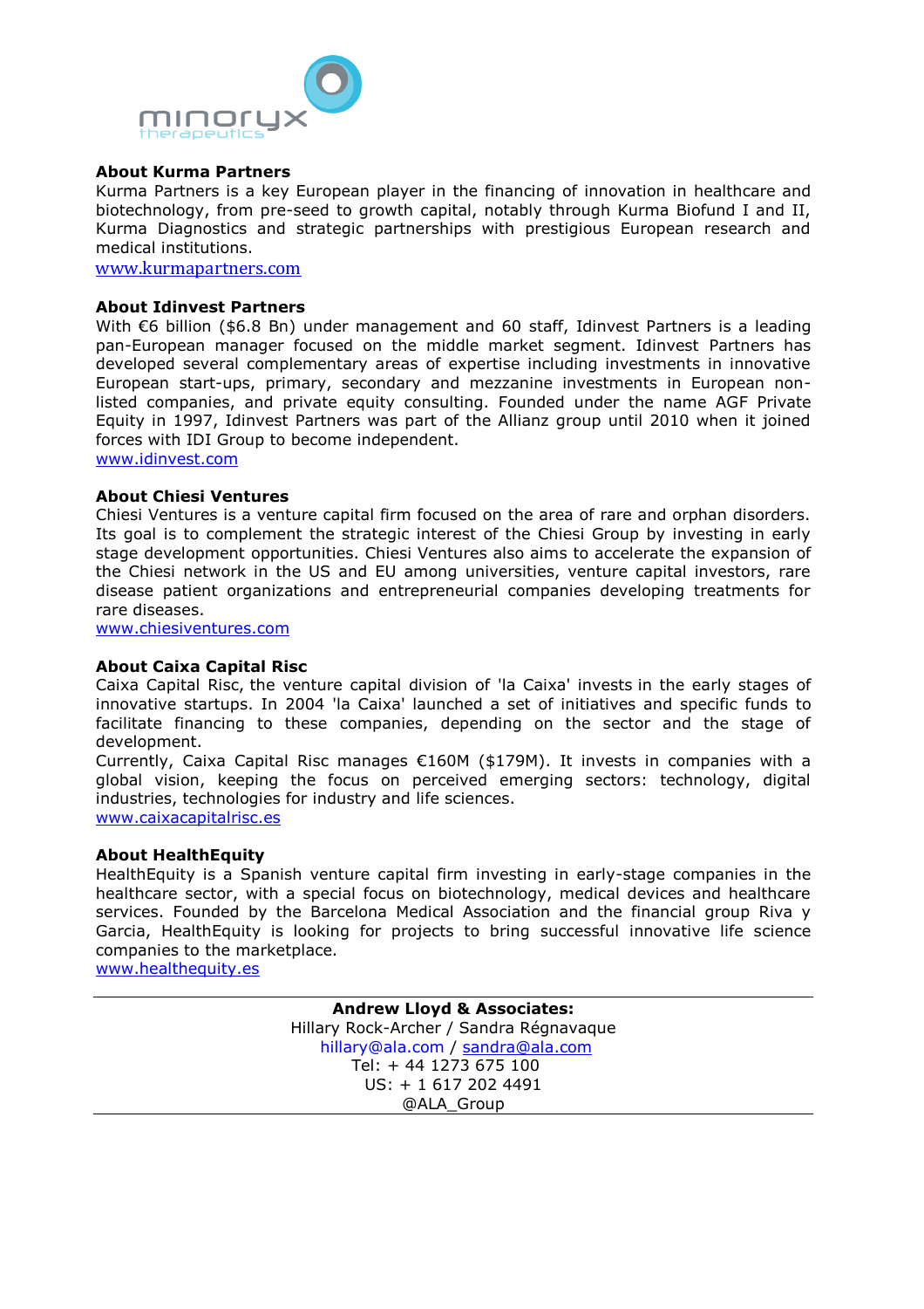**About Kurma Partners**

Kurma Partners is a key European player in the financing of innovation in healthcare and biotechnology, from pre-seed to growth capital, notably through Kurma Biofund I and II, Kurma Diagnostics and strategic partnerships with prestigious European research and medical institutions.
www.kurmapartners.com

**About Idinvest Partners**

With €6 billion ($6.8 Bn) under management and 60 staff, Idinvest Partners is a leading pan-European manager focused on the middle market segment. Idinvest Partners has developed several complementary areas of expertise including investments in innovative European start-ups, primary, secondary and mezzanine investments in European non-listed companies, and private equity consulting. Founded under the name AGF Private Equity in 1997, Idinvest Partners was part of the Allianz group until 2010 when it joined forces with IDI Group to become independent.
www.idinvest.com

**About Chiesi Ventures**

Chiesi Ventures is a venture capital firm focused on the area of rare and orphan disorders. Its goal is to complement the strategic interest of the Chiesi Group by investing in early stage development opportunities. Chiesi Ventures also aims to accelerate the expansion of the Chiesi network in the US and EU among universities, venture capital investors, rare disease patient organizations and entrepreneurial companies developing treatments for rare diseases.
www.chiesiventures.com

**About Caixa Capital Risc**

Caixa Capital Risc, the venture capital division of 'la Caixa' invests in the early stages of innovative startups. In 2004 'la Caixa' launched a set of initiatives and specific funds to facilitate financing to these companies, depending on the sector and the stage of development.
Currently, Caixa Capital Risc manages €160M ($179M). It invests in companies with a global vision, keeping the focus on perceived emerging sectors: technology, digital industries, technologies for industry and life sciences.
www.caixacapitalrisc.es

**About HealthEquity**

HealthEquity is a Spanish venture capital firm investing in early-stage companies in the healthcare sector, with a special focus on biotechnology, medical devices and healthcare services. Founded by the Barcelona Medical Association and the financial group Riva y Garcia, HealthEquity is looking for projects to bring successful innovative life science companies to the marketplace.
www.healthequity.es

---

**Andrew Lloyd & Associates:**
Hillary Rock-Archer / Sandra Régnavaque
hillary@ala.com / sandra@ala.com
Tel: + 44 1273 675 100
US: + 1 617 202 4491
@ALA_Group

---